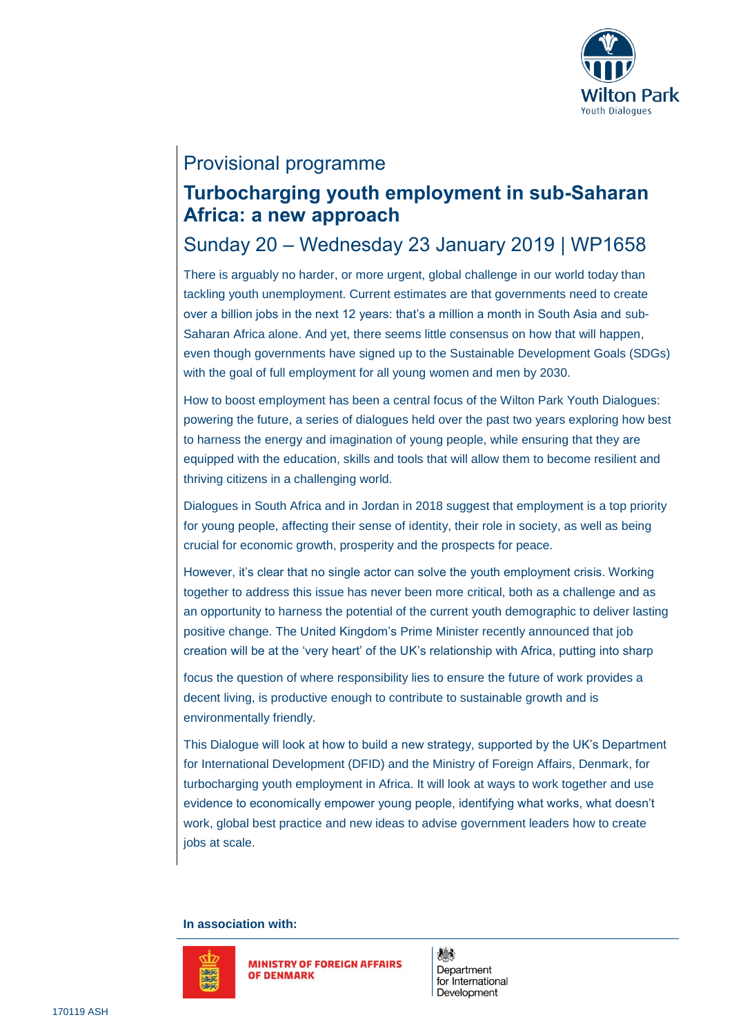Wilton Park
Youth Dialogues

Provisional programme

# Turbocharging youth employment in sub-Saharan Africa: a new approach

## Sunday 20 – Wednesday 23 January 2019 | WP1658

There is arguably no harder, or more urgent, global challenge in our world today than tackling youth unemployment. Current estimates are that governments need to create over a billion jobs in the next 12 years: that's a million a month in South Asia and sub-Saharan Africa alone. And yet, there seems little consensus on how that will happen, even though governments have signed up to the Sustainable Development Goals (SDGs) with the goal of full employment for all young women and men by 2030.

How to boost employment has been a central focus of the Wilton Park Youth Dialogues: powering the future, a series of dialogues held over the past two years exploring how best to harness the energy and imagination of young people, while ensuring that they are equipped with the education, skills and tools that will allow them to become resilient and thriving citizens in a challenging world.

Dialogues in South Africa and in Jordan in 2018 suggest that employment is a top priority for young people, affecting their sense of identity, their role in society, as well as being crucial for economic growth, prosperity and the prospects for peace.

However, it's clear that no single actor can solve the youth employment crisis. Working together to address this issue has never been more critical, both as a challenge and as an opportunity to harness the potential of the current youth demographic to deliver lasting positive change. The United Kingdom's Prime Minister recently announced that job creation will be at the 'very heart' of the UK's relationship with Africa, putting into sharp focus the question of where responsibility lies to ensure the future of work provides a decent living, is productive enough to contribute to sustainable growth and is environmentally friendly.

This Dialogue will look at how to build a new strategy, supported by the UK's Department for International Development (DFID) and the Ministry of Foreign Affairs, Denmark, for turbocharging youth employment in Africa. It will look at ways to work together and use evidence to economically empower young people, identifying what works, what doesn't work, global best practice and new ideas to advise government leaders how to create jobs at scale.

**In association with:**

MINISTRY OF FOREIGN AFFAIRS OF DENMARK

Department for International Development

170119 ASH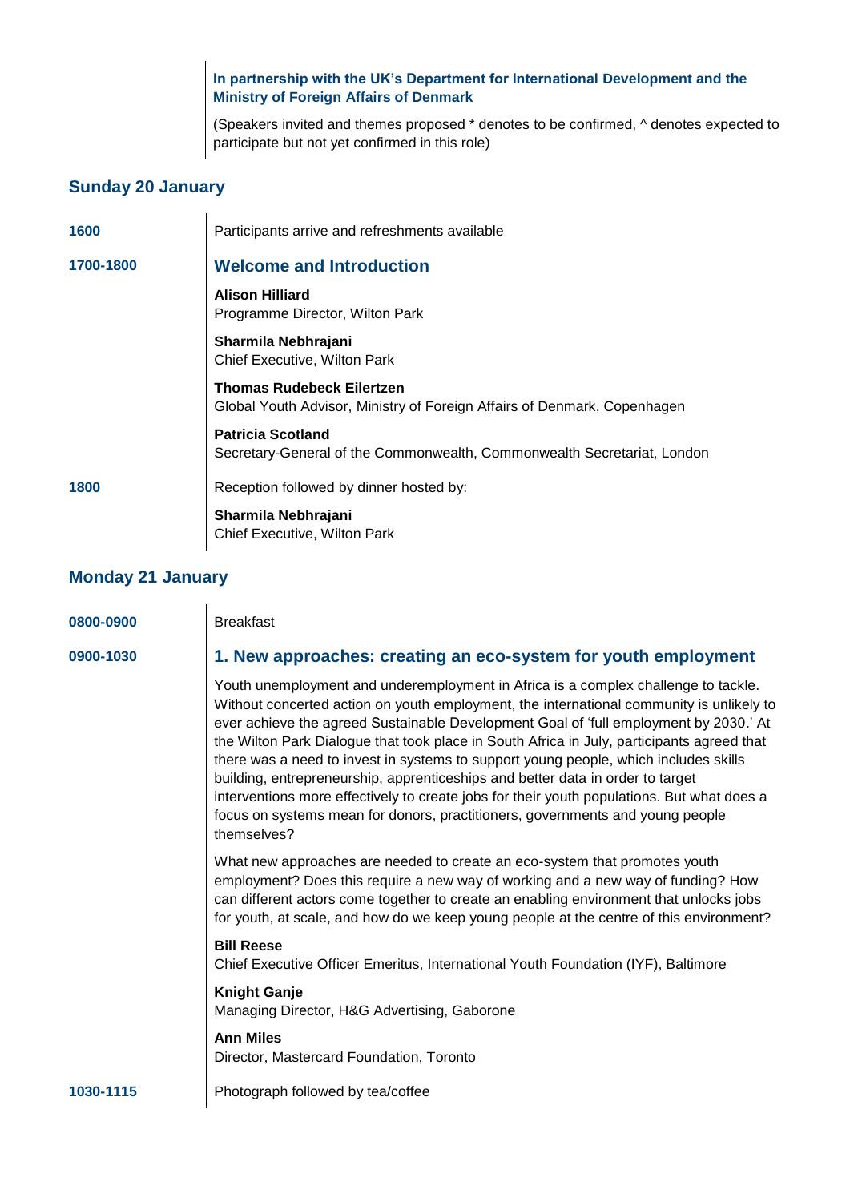**In partnership with the UK's Department for International Development and the Ministry of Foreign Affairs of Denmark**

(Speakers invited and themes proposed * denotes to be confirmed, ^ denotes expected to participate but not yet confirmed in this role)

## Sunday 20 January

**1600** Participants arrive and refreshments available

**1700-1800**

### Welcome and Introduction

**Alison Hilliard**
Programme Director, Wilton Park

**Sharmila Nebhrajani**
Chief Executive, Wilton Park

**Thomas Rudebeck Eilertzen**
Global Youth Advisor, Ministry of Foreign Affairs of Denmark, Copenhagen

**Patricia Scotland**
Secretary-General of the Commonwealth, Commonwealth Secretariat, London

**1800** Reception followed by dinner hosted by:

**Sharmila Nebhrajani**
Chief Executive, Wilton Park

## Monday 21 January

**0800-0900** Breakfast

**0900-1030**

### 1. New approaches: creating an eco-system for youth employment

Youth unemployment and underemployment in Africa is a complex challenge to tackle. Without concerted action on youth employment, the international community is unlikely to ever achieve the agreed Sustainable Development Goal of 'full employment by 2030.' At the Wilton Park Dialogue that took place in South Africa in July, participants agreed that there was a need to invest in systems to support young people, which includes skills building, entrepreneurship, apprenticeships and better data in order to target interventions more effectively to create jobs for their youth populations. But what does a focus on systems mean for donors, practitioners, governments and young people themselves?

What new approaches are needed to create an eco-system that promotes youth employment? Does this require a new way of working and a new way of funding? How can different actors come together to create an enabling environment that unlocks jobs for youth, at scale, and how do we keep young people at the centre of this environment?

**Bill Reese**
Chief Executive Officer Emeritus, International Youth Foundation (IYF), Baltimore

**Knight Ganje**
Managing Director, H&G Advertising, Gaborone

**Ann Miles**
Director, Mastercard Foundation, Toronto

**1030-1115** Photograph followed by tea/coffee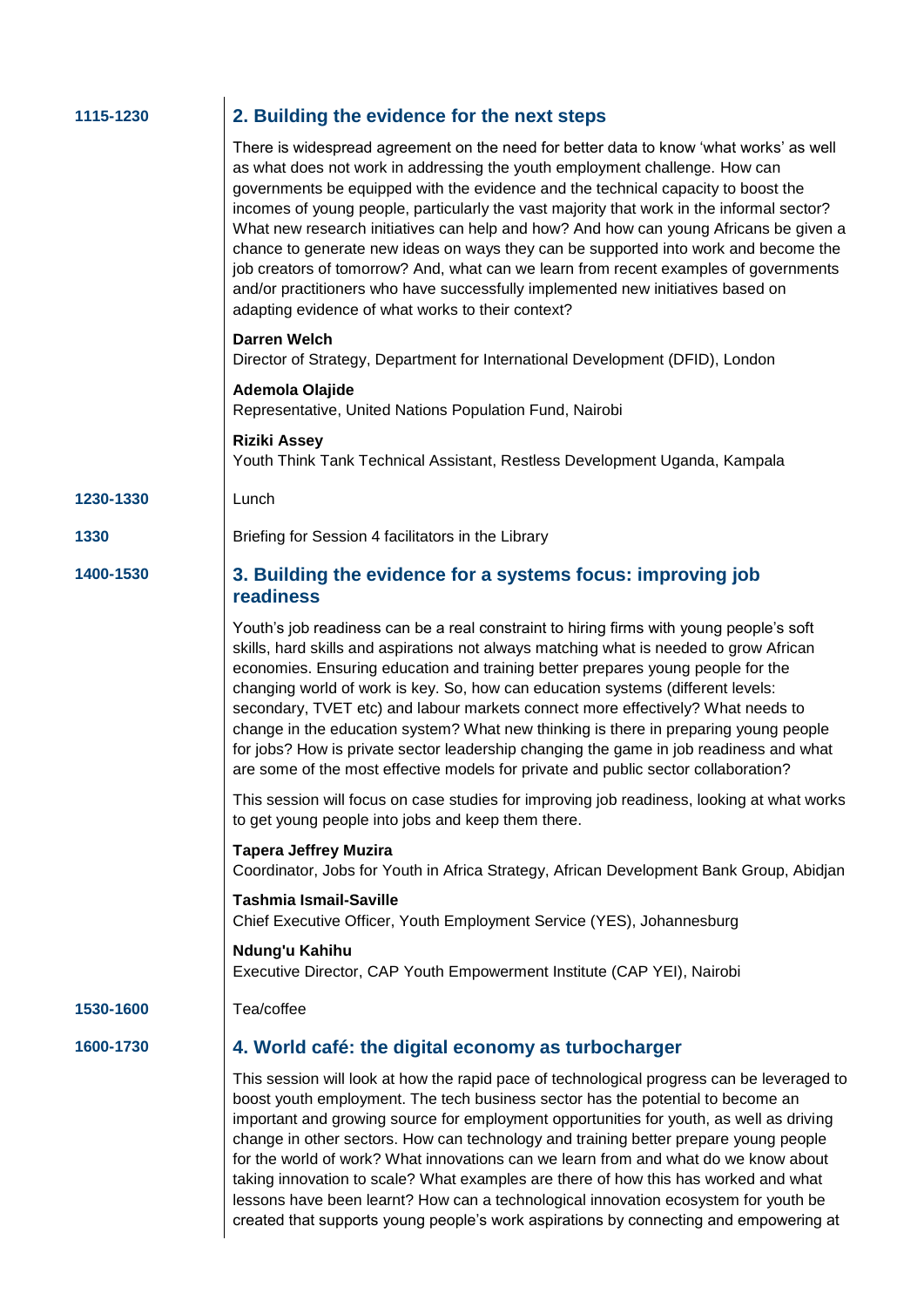**1115-1230**

## 2. Building the evidence for the next steps

There is widespread agreement on the need for better data to know 'what works' as well as what does not work in addressing the youth employment challenge. How can governments be equipped with the evidence and the technical capacity to boost the incomes of young people, particularly the vast majority that work in the informal sector? What new research initiatives can help and how? And how can young Africans be given a chance to generate new ideas on ways they can be supported into work and become the job creators of tomorrow? And, what can we learn from recent examples of governments and/or practitioners who have successfully implemented new initiatives based on adapting evidence of what works to their context?

**Darren Welch**
Director of Strategy, Department for International Development (DFID), London

**Ademola Olajide**
Representative, United Nations Population Fund, Nairobi

**Riziki Assey**
Youth Think Tank Technical Assistant, Restless Development Uganda, Kampala

**1230-1330**

Lunch

**1330**

Briefing for Session 4 facilitators in the Library

**1400-1530**

## 3. Building the evidence for a systems focus: improving job readiness

Youth's job readiness can be a real constraint to hiring firms with young people's soft skills, hard skills and aspirations not always matching what is needed to grow African economies. Ensuring education and training better prepares young people for the changing world of work is key. So, how can education systems (different levels: secondary, TVET etc) and labour markets connect more effectively? What needs to change in the education system? What new thinking is there in preparing young people for jobs? How is private sector leadership changing the game in job readiness and what are some of the most effective models for private and public sector collaboration?

This session will focus on case studies for improving job readiness, looking at what works to get young people into jobs and keep them there.

**Tapera Jeffrey Muzira**
Coordinator, Jobs for Youth in Africa Strategy, African Development Bank Group, Abidjan

**Tashmia Ismail-Saville**
Chief Executive Officer, Youth Employment Service (YES), Johannesburg

**Ndung'u Kahihu**
Executive Director, CAP Youth Empowerment Institute (CAP YEI), Nairobi

**1530-1600**

Tea/coffee

**1600-1730**

## 4. World café: the digital economy as turbocharger

This session will look at how the rapid pace of technological progress can be leveraged to boost youth employment. The tech business sector has the potential to become an important and growing source for employment opportunities for youth, as well as driving change in other sectors. How can technology and training better prepare young people for the world of work? What innovations can we learn from and what do we know about taking innovation to scale? What examples are there of how this has worked and what lessons have been learnt? How can a technological innovation ecosystem for youth be created that supports young people's work aspirations by connecting and empowering at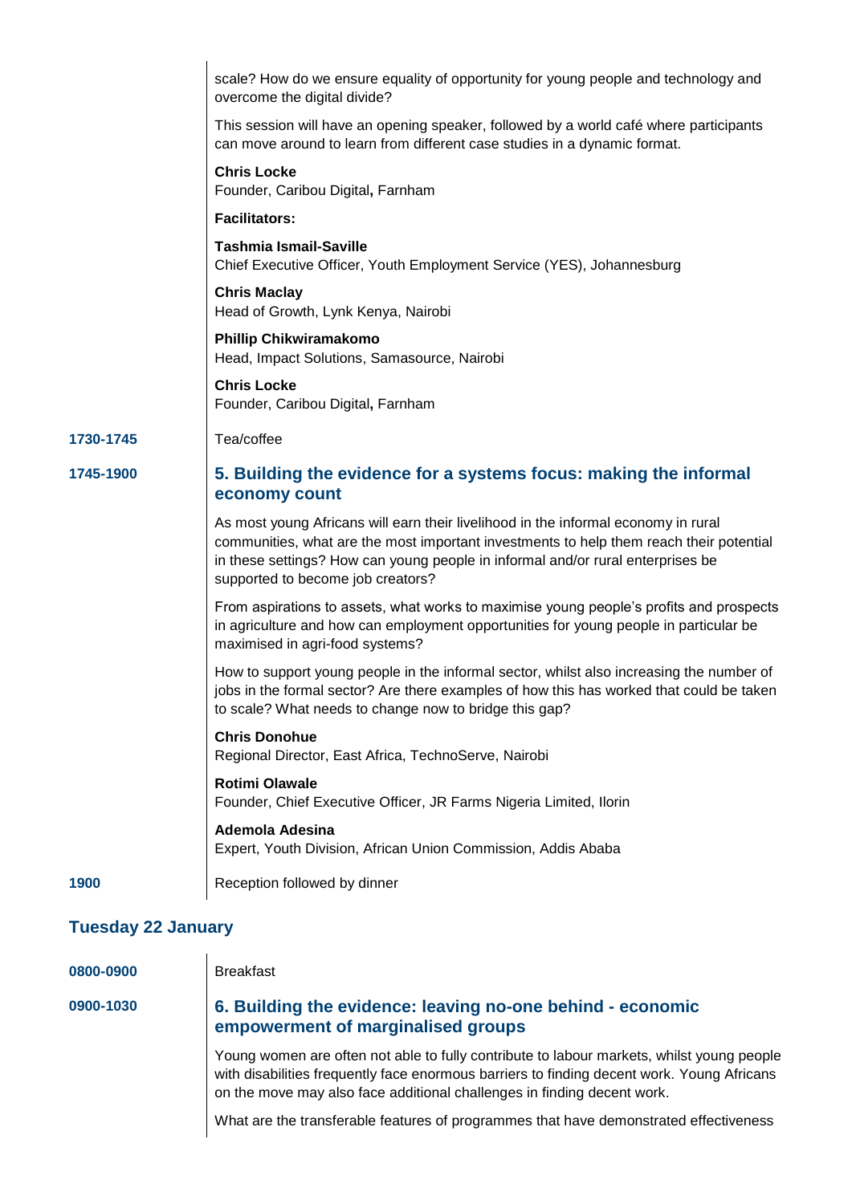scale? How do we ensure equality of opportunity for young people and technology and overcome the digital divide?

This session will have an opening speaker, followed by a world café where participants can move around to learn from different case studies in a dynamic format.

**Chris Locke**
Founder, Caribou Digital**,** Farnham

**Facilitators:**

**Tashmia Ismail-Saville**
Chief Executive Officer, Youth Employment Service (YES), Johannesburg

**Chris Maclay**
Head of Growth, Lynk Kenya, Nairobi

**Phillip Chikwiramakomo**
Head, Impact Solutions, Samasource, Nairobi

**Chris Locke**
Founder, Caribou Digital**,** Farnham

**1730-1745** Tea/coffee

**1745-1900**

### 5. Building the evidence for a systems focus: making the informal economy count

As most young Africans will earn their livelihood in the informal economy in rural communities, what are the most important investments to help them reach their potential in these settings? How can young people in informal and/or rural enterprises be supported to become job creators?

From aspirations to assets, what works to maximise young people's profits and prospects in agriculture and how can employment opportunities for young people in particular be maximised in agri-food systems?

How to support young people in the informal sector, whilst also increasing the number of jobs in the formal sector? Are there examples of how this has worked that could be taken to scale? What needs to change now to bridge this gap?

**Chris Donohue**
Regional Director, East Africa, TechnoServe, Nairobi

**Rotimi Olawale**
Founder, Chief Executive Officer, JR Farms Nigeria Limited, Ilorin

**Ademola Adesina**
Expert, Youth Division, African Union Commission, Addis Ababa

**1900** Reception followed by dinner

## Tuesday 22 January

**0800-0900** Breakfast

**0900-1030**

### 6. Building the evidence: leaving no-one behind - economic empowerment of marginalised groups

Young women are often not able to fully contribute to labour markets, whilst young people with disabilities frequently face enormous barriers to finding decent work. Young Africans on the move may also face additional challenges in finding decent work.

What are the transferable features of programmes that have demonstrated effectiveness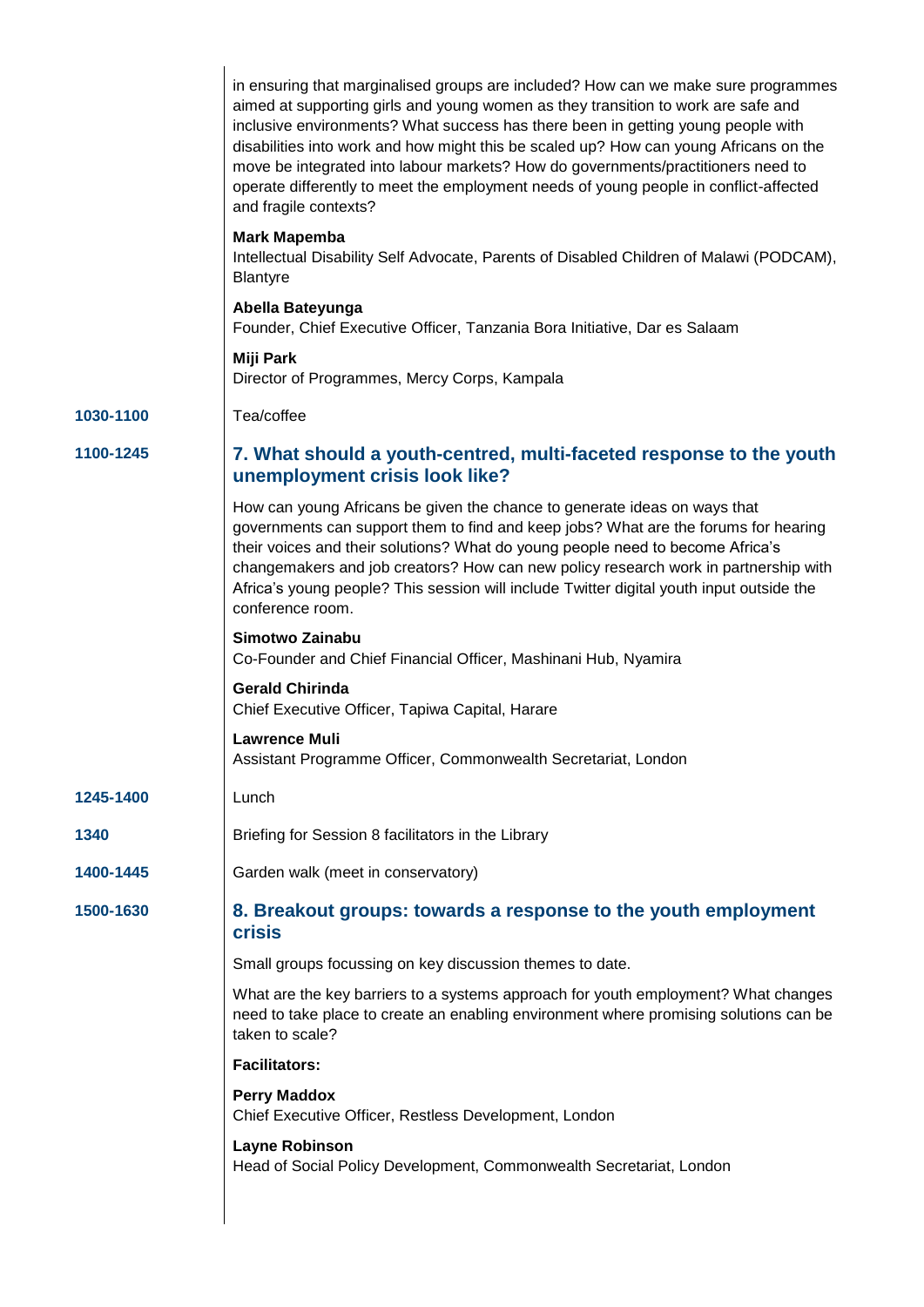in ensuring that marginalised groups are included? How can we make sure programmes aimed at supporting girls and young women as they transition to work are safe and inclusive environments? What success has there been in getting young people with disabilities into work and how might this be scaled up? How can young Africans on the move be integrated into labour markets? How do governments/practitioners need to operate differently to meet the employment needs of young people in conflict-affected and fragile contexts?

**Mark Mapemba**
Intellectual Disability Self Advocate, Parents of Disabled Children of Malawi (PODCAM), Blantyre

**Abella Bateyunga**
Founder, Chief Executive Officer, Tanzania Bora Initiative, Dar es Salaam

**Miji Park**
Director of Programmes, Mercy Corps, Kampala

**1030-1100** Tea/coffee

**1100-1245**

## 7. What should a youth-centred, multi-faceted response to the youth unemployment crisis look like?

How can young Africans be given the chance to generate ideas on ways that governments can support them to find and keep jobs? What are the forums for hearing their voices and their solutions? What do young people need to become Africa's changemakers and job creators? How can new policy research work in partnership with Africa's young people? This session will include Twitter digital youth input outside the conference room.

**Simotwo Zainabu**
Co-Founder and Chief Financial Officer, Mashinani Hub, Nyamira

**Gerald Chirinda**
Chief Executive Officer, Tapiwa Capital, Harare

**Lawrence Muli**
Assistant Programme Officer, Commonwealth Secretariat, London

**1245-1400** Lunch

**1340** Briefing for Session 8 facilitators in the Library

**1400-1445** Garden walk (meet in conservatory)

**1500-1630**

## 8. Breakout groups: towards a response to the youth employment crisis

Small groups focussing on key discussion themes to date.

What are the key barriers to a systems approach for youth employment? What changes need to take place to create an enabling environment where promising solutions can be taken to scale?

**Facilitators:**

**Perry Maddox**
Chief Executive Officer, Restless Development, London

**Layne Robinson**
Head of Social Policy Development, Commonwealth Secretariat, London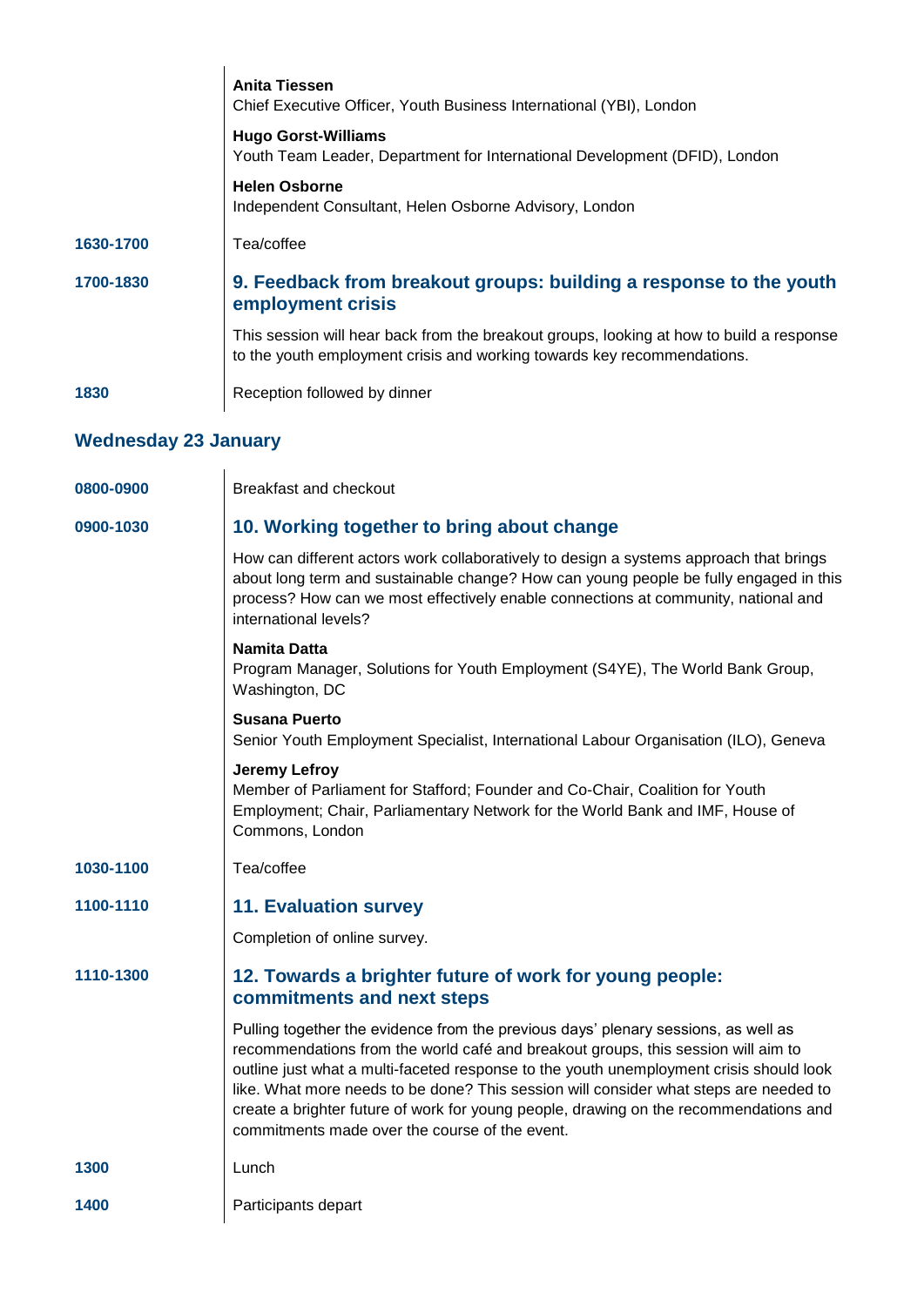**Anita Tiessen**
Chief Executive Officer, Youth Business International (YBI), London

**Hugo Gorst-Williams**
Youth Team Leader, Department for International Development (DFID), London

**Helen Osborne**
Independent Consultant, Helen Osborne Advisory, London

**1630-1700** Tea/coffee

**1700-1830**

### 9. Feedback from breakout groups: building a response to the youth employment crisis

This session will hear back from the breakout groups, looking at how to build a response to the youth employment crisis and working towards key recommendations.

**1830** Reception followed by dinner

## Wednesday 23 January

**0800-0900** Breakfast and checkout

**0900-1030**

### 10. Working together to bring about change

How can different actors work collaboratively to design a systems approach that brings about long term and sustainable change? How can young people be fully engaged in this process? How can we most effectively enable connections at community, national and international levels?

**Namita Datta**
Program Manager, Solutions for Youth Employment (S4YE), The World Bank Group, Washington, DC

**Susana Puerto**
Senior Youth Employment Specialist, International Labour Organisation (ILO), Geneva

**Jeremy Lefroy**
Member of Parliament for Stafford; Founder and Co-Chair, Coalition for Youth Employment; Chair, Parliamentary Network for the World Bank and IMF, House of Commons, London

**1030-1100** Tea/coffee

**1100-1110**

### 11. Evaluation survey

Completion of online survey.

**1110-1300**

### 12. Towards a brighter future of work for young people: commitments and next steps

Pulling together the evidence from the previous days' plenary sessions, as well as recommendations from the world café and breakout groups, this session will aim to outline just what a multi-faceted response to the youth unemployment crisis should look like. What more needs to be done? This session will consider what steps are needed to create a brighter future of work for young people, drawing on the recommendations and commitments made over the course of the event.

**1300** Lunch

**1400** Participants depart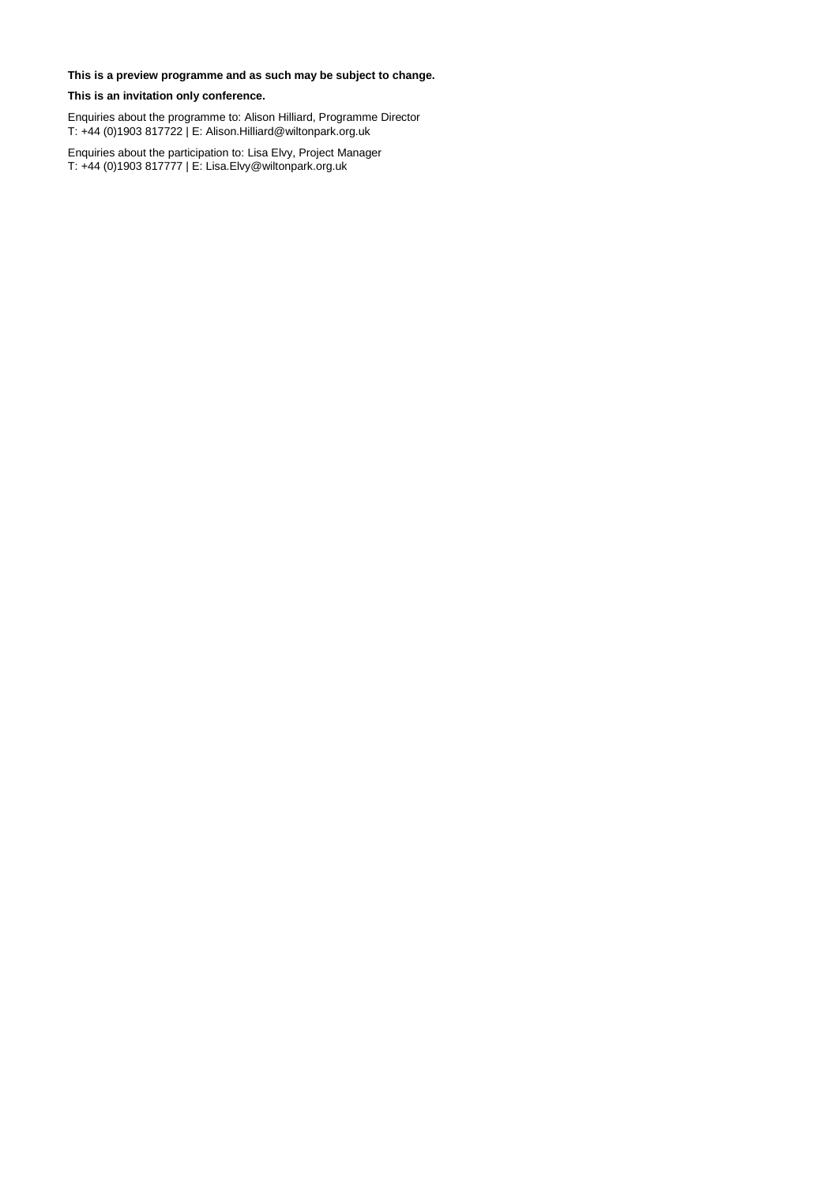**This is a preview programme and as such may be subject to change.**

**This is an invitation only conference.**

Enquiries about the programme to: Alison Hilliard, Programme Director
T: +44 (0)1903 817722 | E: Alison.Hilliard@wiltonpark.org.uk

Enquiries about the participation to: Lisa Elvy, Project Manager
T: +44 (0)1903 817777 | E: Lisa.Elvy@wiltonpark.org.uk